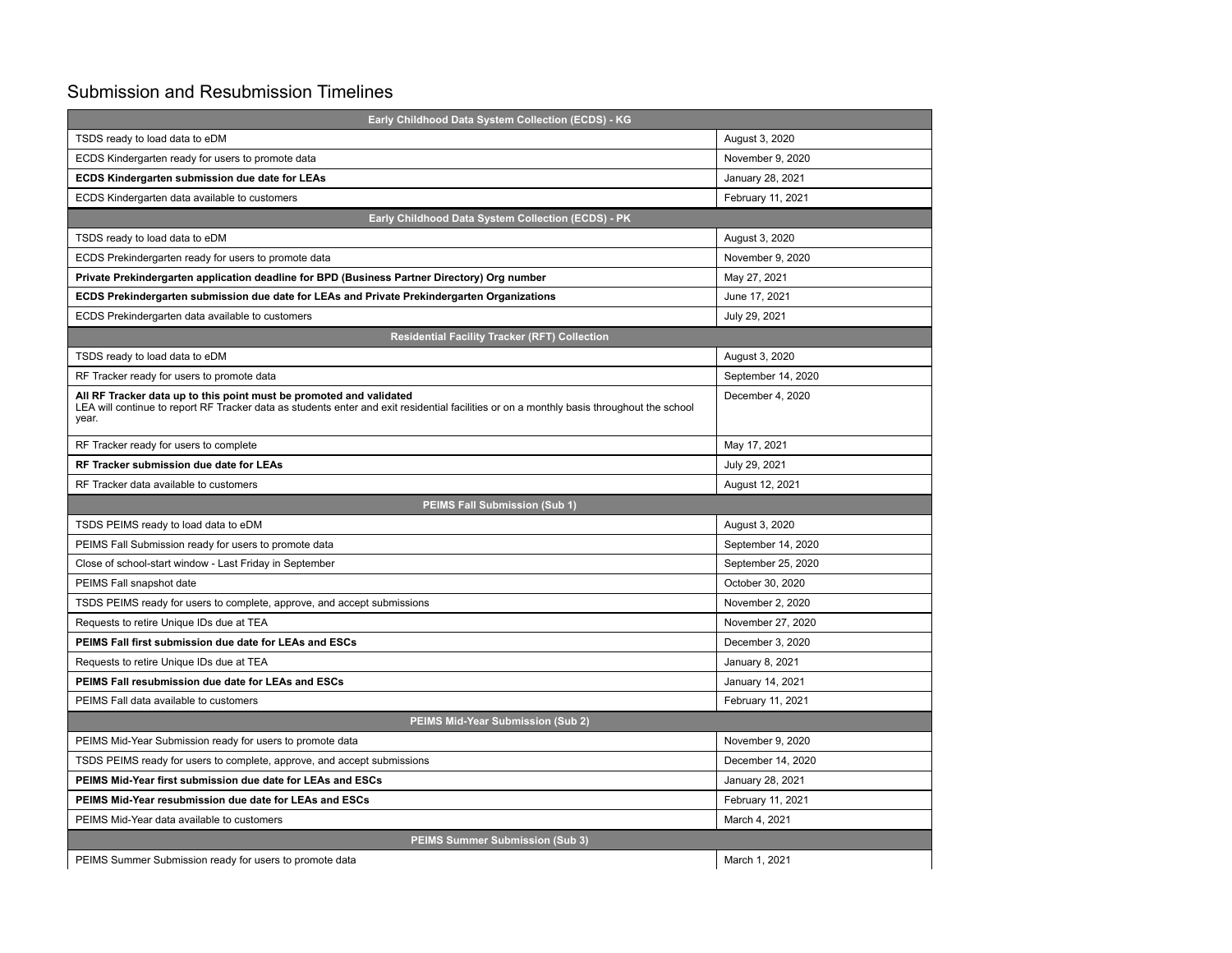## Submission and Resubmission Timelines

| Early Childhood Data System Collection (ECDS) - KG | |
|---|---|
| TSDS ready to load data to eDM | August 3, 2020 |
| ECDS Kindergarten ready for users to promote data | November 9, 2020 |
| **ECDS Kindergarten submission due date for LEAs** | January 28, 2021 |
| ECDS Kindergarten data available to customers | February 11, 2021 |
| **Early Childhood Data System Collection (ECDS) - PK** | |
| TSDS ready to load data to eDM | August 3, 2020 |
| ECDS Prekindergarten ready for users to promote data | November 9, 2020 |
| **Private Prekindergarten application deadline for BPD (Business Partner Directory) Org number** | May 27, 2021 |
| **ECDS Prekindergarten submission due date for LEAs and Private Prekindergarten Organizations** | June 17, 2021 |
| ECDS Prekindergarten data available to customers | July 29, 2021 |
| **Residential Facility Tracker (RFT) Collection** | |
| TSDS ready to load data to eDM | August 3, 2020 |
| RF Tracker ready for users to promote data | September 14, 2020 |
| **All RF Tracker data up to this point must be promoted and validated** LEA will continue to report RF Tracker data as students enter and exit residential facilities or on a monthly basis throughout the school year. | December 4, 2020 |
| RF Tracker ready for users to complete | May 17, 2021 |
| **RF Tracker submission due date for LEAs** | July 29, 2021 |
| RF Tracker data available to customers | August 12, 2021 |
| **PEIMS Fall Submission (Sub 1)** | |
| TSDS PEIMS ready to load data to eDM | August 3, 2020 |
| PEIMS Fall Submission ready for users to promote data | September 14, 2020 |
| Close of school-start window - Last Friday in September | September 25, 2020 |
| PEIMS Fall snapshot date | October 30, 2020 |
| TSDS PEIMS ready for users to complete, approve, and accept submissions | November 2, 2020 |
| Requests to retire Unique IDs due at TEA | November 27, 2020 |
| **PEIMS Fall first submission due date for LEAs and ESCs** | December 3, 2020 |
| Requests to retire Unique IDs due at TEA | January 8, 2021 |
| **PEIMS Fall resubmission due date for LEAs and ESCs** | January 14, 2021 |
| PEIMS Fall data available to customers | February 11, 2021 |
| **PEIMS Mid-Year Submission (Sub 2)** | |
| PEIMS Mid-Year Submission ready for users to promote data | November 9, 2020 |
| TSDS PEIMS ready for users to complete, approve, and accept submissions | December 14, 2020 |
| **PEIMS Mid-Year first submission due date for LEAs and ESCs** | January 28, 2021 |
| **PEIMS Mid-Year resubmission due date for LEAs and ESCs** | February 11, 2021 |
| PEIMS Mid-Year data available to customers | March 4, 2021 |
| **PEIMS Summer Submission (Sub 3)** | |
| PEIMS Summer Submission ready for users to promote data | March 1, 2021 |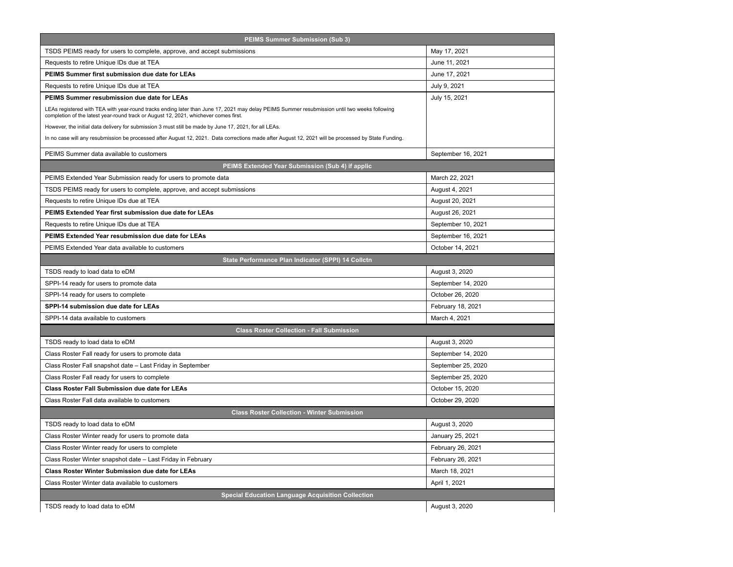| PEIMS Summer Submission (Sub 3) | |
|---|---|
| TSDS PEIMS ready for users to complete, approve, and accept submissions | May 17, 2021 |
| Requests to retire Unique IDs due at TEA | June 11, 2021 |
| **PEIMS Summer first submission due date for LEAs** | June 17, 2021 |
| Requests to retire Unique IDs due at TEA | July 9, 2021 |
| **PEIMS Summer resubmission due date for LEAs**<br>LEAs registered with TEA with year-round tracks ending later than June 17, 2021 may delay PEIMS Summer resubmission until two weeks following completion of the latest year-round track or August 12, 2021, whichever comes first.<br>However, the initial data delivery for submission 3 must still be made by June 17, 2021, for all LEAs.<br>In no case will any resubmission be processed after August 12, 2021. Data corrections made after August 12, 2021 will be processed by State Funding. | July 15, 2021 |
| PEIMS Summer data available to customers | September 16, 2021 |
| **PEIMS Extended Year Submission (Sub 4) if applic** | |
| PEIMS Extended Year Submission ready for users to promote data | March 22, 2021 |
| TSDS PEIMS ready for users to complete, approve, and accept submissions | August 4, 2021 |
| Requests to retire Unique IDs due at TEA | August 20, 2021 |
| **PEIMS Extended Year first submission due date for LEAs** | August 26, 2021 |
| Requests to retire Unique IDs due at TEA | September 10, 2021 |
| **PEIMS Extended Year resubmission due date for LEAs** | September 16, 2021 |
| PEIMS Extended Year data available to customers | October 14, 2021 |
| **State Performance Plan Indicator (SPPI) 14 Collctn** | |
| TSDS ready to load data to eDM | August 3, 2020 |
| SPPI-14 ready for users to promote data | September 14, 2020 |
| SPPI-14 ready for users to complete | October 26, 2020 |
| **SPPI-14 submission due date for LEAs** | February 18, 2021 |
| SPPI-14 data available to customers | March 4, 2021 |
| **Class Roster Collection - Fall Submission** | |
| TSDS ready to load data to eDM | August 3, 2020 |
| Class Roster Fall ready for users to promote data | September 14, 2020 |
| Class Roster Fall snapshot date – Last Friday in September | September 25, 2020 |
| Class Roster Fall ready for users to complete | September 25, 2020 |
| **Class Roster Fall Submission due date for LEAs** | October 15, 2020 |
| Class Roster Fall data available to customers | October 29, 2020 |
| **Class Roster Collection - Winter Submission** | |
| TSDS ready to load data to eDM | August 3, 2020 |
| Class Roster Winter ready for users to promote data | January 25, 2021 |
| Class Roster Winter ready for users to complete | February 26, 2021 |
| Class Roster Winter snapshot date – Last Friday in February | February 26, 2021 |
| **Class Roster Winter Submission due date for LEAs** | March 18, 2021 |
| Class Roster Winter data available to customers | April 1, 2021 |
| **Special Education Language Acquisition Collection** | |
| TSDS ready to load data to eDM | August 3, 2020 |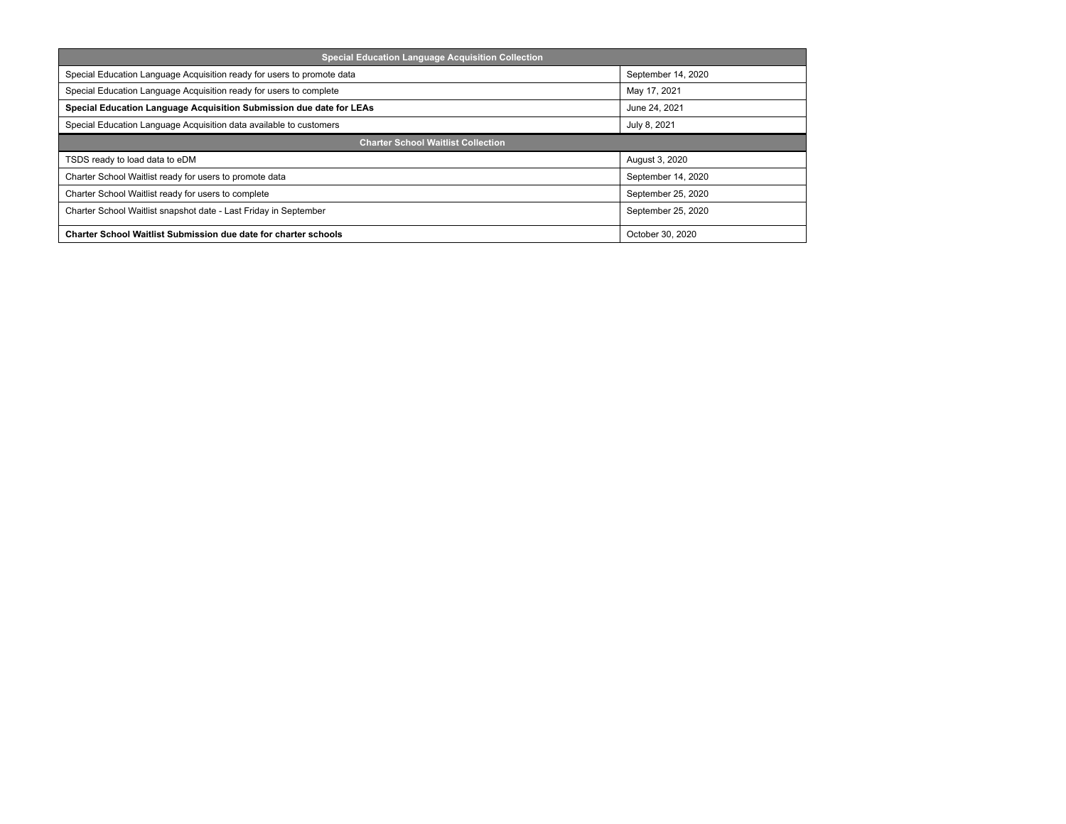| | |
|---|---|
| **Special Education Language Acquisition Collection** | |
| Special Education Language Acquisition ready for users to promote data | September 14, 2020 |
| Special Education Language Acquisition ready for users to complete | May 17, 2021 |
| **Special Education Language Acquisition Submission due date for LEAs** | June 24, 2021 |
| Special Education Language Acquisition data available to customers | July 8, 2021 |
| **Charter School Waitlist Collection** | |
| TSDS ready to load data to eDM | August 3, 2020 |
| Charter School Waitlist ready for users to promote data | September 14, 2020 |
| Charter School Waitlist ready for users to complete | September 25, 2020 |
| Charter School Waitlist snapshot date - Last Friday in September | September 25, 2020 |
| **Charter School Waitlist Submission due date for charter schools** | October 30, 2020 |